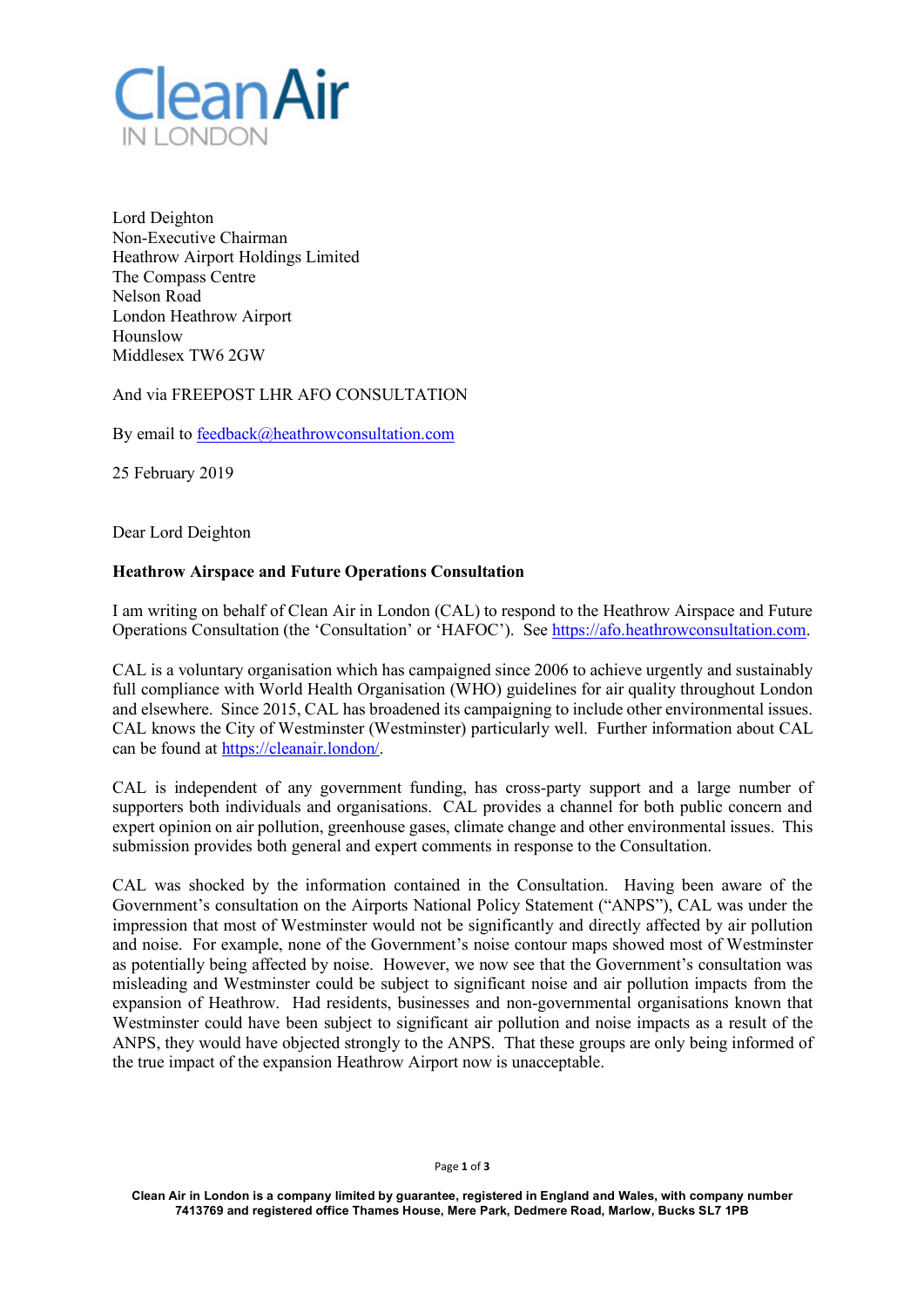Clean Air IN LONDON

Lord Deighton
Non-Executive Chairman
Heathrow Airport Holdings Limited
The Compass Centre
Nelson Road
London Heathrow Airport
Hounslow
Middlesex TW6 2GW

And via FREEPOST LHR AFO CONSULTATION

By email to feedback@heathrowconsultation.com

25 February 2019

Dear Lord Deighton

**Heathrow Airspace and Future Operations Consultation**

I am writing on behalf of Clean Air in London (CAL) to respond to the Heathrow Airspace and Future Operations Consultation (the 'Consultation' or 'HAFOC'). See https://afo.heathrowconsultation.com.

CAL is a voluntary organisation which has campaigned since 2006 to achieve urgently and sustainably full compliance with World Health Organisation (WHO) guidelines for air quality throughout London and elsewhere. Since 2015, CAL has broadened its campaigning to include other environmental issues. CAL knows the City of Westminster (Westminster) particularly well. Further information about CAL can be found at https://cleanair.london/.

CAL is independent of any government funding, has cross-party support and a large number of supporters both individuals and organisations. CAL provides a channel for both public concern and expert opinion on air pollution, greenhouse gases, climate change and other environmental issues. This submission provides both general and expert comments in response to the Consultation.

CAL was shocked by the information contained in the Consultation. Having been aware of the Government's consultation on the Airports National Policy Statement ("ANPS"), CAL was under the impression that most of Westminster would not be significantly and directly affected by air pollution and noise. For example, none of the Government's noise contour maps showed most of Westminster as potentially being affected by noise. However, we now see that the Government's consultation was misleading and Westminster could be subject to significant noise and air pollution impacts from the expansion of Heathrow. Had residents, businesses and non-governmental organisations known that Westminster could have been subject to significant air pollution and noise impacts as a result of the ANPS, they would have objected strongly to the ANPS. That these groups are only being informed of the true impact of the expansion Heathrow Airport now is unacceptable.

Clean Air in London is a company limited by guarantee, registered in England and Wales, with company number 7413769 and registered office Thames House, Mere Park, Dedmere Road, Marlow, Bucks SL7 1PB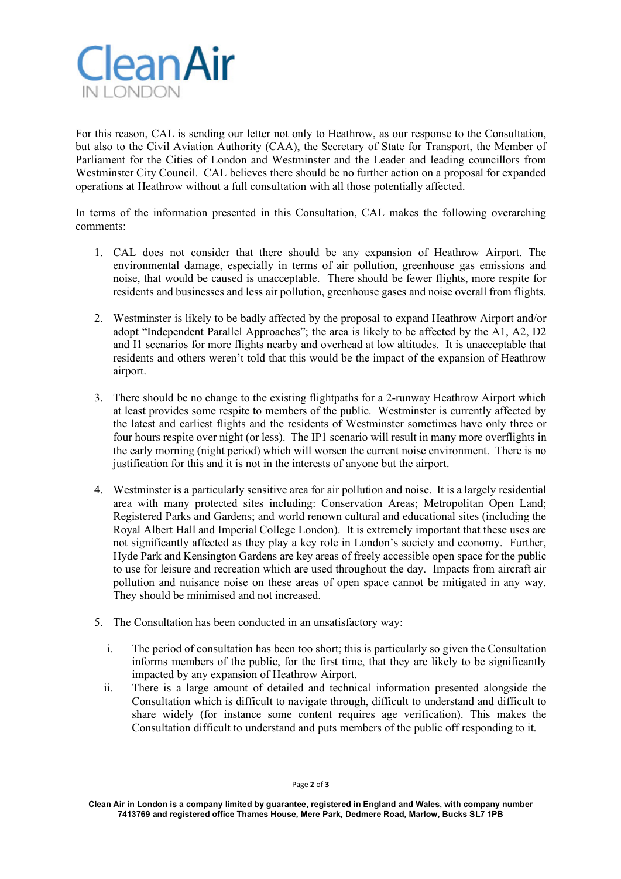For this reason, CAL is sending our letter not only to Heathrow, as our response to the Consultation, but also to the Civil Aviation Authority (CAA), the Secretary of State for Transport, the Member of Parliament for the Cities of London and Westminster and the Leader and leading councillors from Westminster City Council. CAL believes there should be no further action on a proposal for expanded operations at Heathrow without a full consultation with all those potentially affected.

In terms of the information presented in this Consultation, CAL makes the following overarching comments:

1. CAL does not consider that there should be any expansion of Heathrow Airport. The environmental damage, especially in terms of air pollution, greenhouse gas emissions and noise, that would be caused is unacceptable. There should be fewer flights, more respite for residents and businesses and less air pollution, greenhouse gases and noise overall from flights.

2. Westminster is likely to be badly affected by the proposal to expand Heathrow Airport and/or adopt "Independent Parallel Approaches"; the area is likely to be affected by the A1, A2, D2 and I1 scenarios for more flights nearby and overhead at low altitudes. It is unacceptable that residents and others weren't told that this would be the impact of the expansion of Heathrow airport.

3. There should be no change to the existing flightpaths for a 2-runway Heathrow Airport which at least provides some respite to members of the public. Westminster is currently affected by the latest and earliest flights and the residents of Westminster sometimes have only three or four hours respite over night (or less). The IP1 scenario will result in many more overflights in the early morning (night period) which will worsen the current noise environment. There is no justification for this and it is not in the interests of anyone but the airport.

4. Westminster is a particularly sensitive area for air pollution and noise. It is a largely residential area with many protected sites including: Conservation Areas; Metropolitan Open Land; Registered Parks and Gardens; and world renown cultural and educational sites (including the Royal Albert Hall and Imperial College London). It is extremely important that these uses are not significantly affected as they play a key role in London's society and economy. Further, Hyde Park and Kensington Gardens are key areas of freely accessible open space for the public to use for leisure and recreation which are used throughout the day. Impacts from aircraft air pollution and nuisance noise on these areas of open space cannot be mitigated in any way. They should be minimised and not increased.

5. The Consultation has been conducted in an unsatisfactory way:

   i. The period of consultation has been too short; this is particularly so given the Consultation informs members of the public, for the first time, that they are likely to be significantly impacted by any expansion of Heathrow Airport.

   ii. There is a large amount of detailed and technical information presented alongside the Consultation which is difficult to navigate through, difficult to understand and difficult to share widely (for instance some content requires age verification). This makes the Consultation difficult to understand and puts members of the public off responding to it.

Clean Air in London is a company limited by guarantee, registered in England and Wales, with company number 7413769 and registered office Thames House, Mere Park, Dedmere Road, Marlow, Bucks SL7 1PB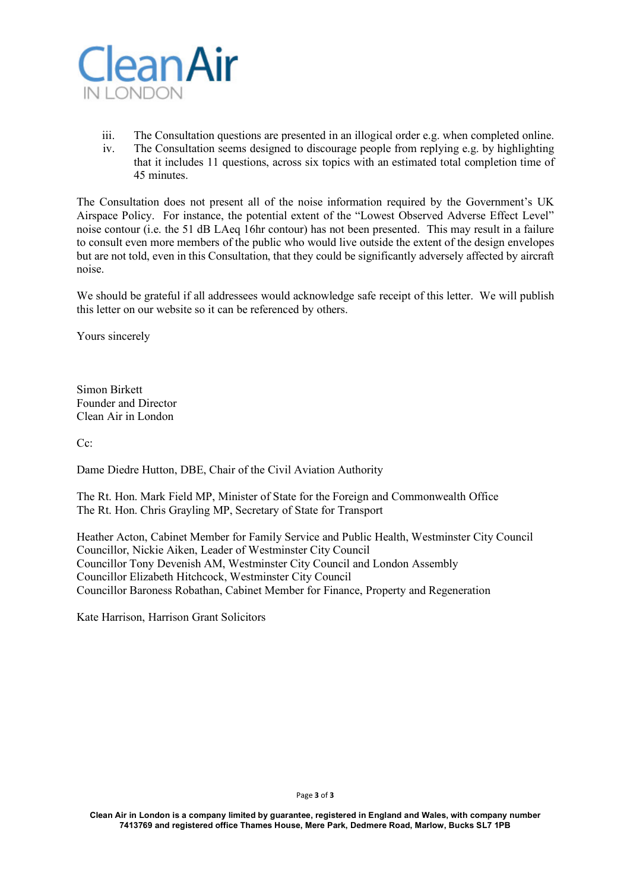iii. The Consultation questions are presented in an illogical order e.g. when completed online.
iv. The Consultation seems designed to discourage people from replying e.g. by highlighting that it includes 11 questions, across six topics with an estimated total completion time of 45 minutes.

The Consultation does not present all of the noise information required by the Government's UK Airspace Policy. For instance, the potential extent of the "Lowest Observed Adverse Effect Level" noise contour (i.e. the 51 dB LAeq 16hr contour) has not been presented. This may result in a failure to consult even more members of the public who would live outside the extent of the design envelopes but are not told, even in this Consultation, that they could be significantly adversely affected by aircraft noise.

We should be grateful if all addressees would acknowledge safe receipt of this letter. We will publish this letter on our website so it can be referenced by others.

Yours sincerely

Simon Birkett
Founder and Director
Clean Air in London

Cc:

Dame Diedre Hutton, DBE, Chair of the Civil Aviation Authority

The Rt. Hon. Mark Field MP, Minister of State for the Foreign and Commonwealth Office
The Rt. Hon. Chris Grayling MP, Secretary of State for Transport

Heather Acton, Cabinet Member for Family Service and Public Health, Westminster City Council
Councillor, Nickie Aiken, Leader of Westminster City Council
Councillor Tony Devenish AM, Westminster City Council and London Assembly
Councillor Elizabeth Hitchcock, Westminster City Council
Councillor Baroness Robathan, Cabinet Member for Finance, Property and Regeneration

Kate Harrison, Harrison Grant Solicitors

**Clean Air in London is a company limited by guarantee, registered in England and Wales, with company number 7413769 and registered office Thames House, Mere Park, Dedmere Road, Marlow, Bucks SL7 1PB**